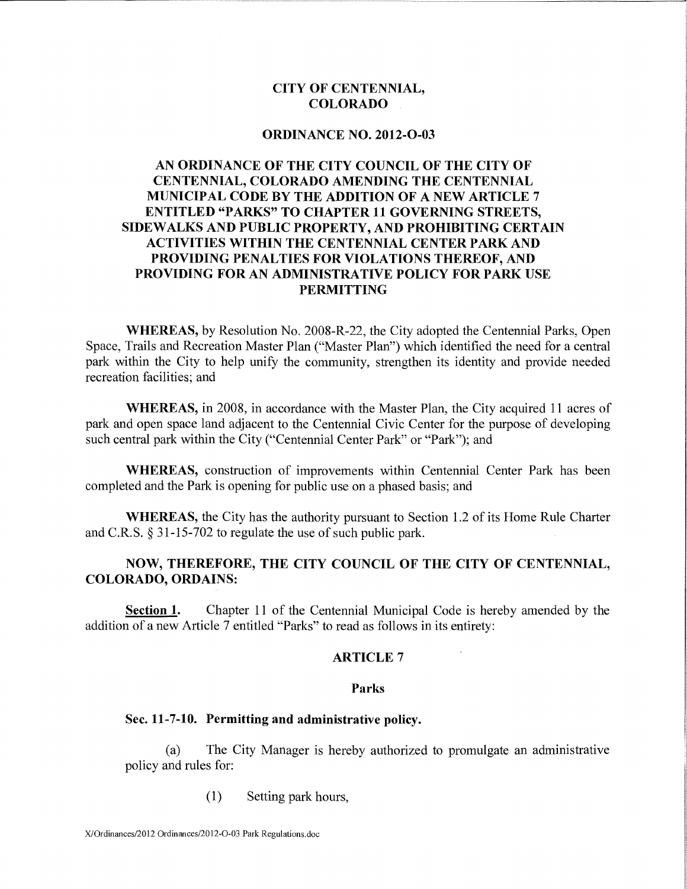# CITY OF CENTENNIAL, COLORADO

## ORDINANCE NO. 2012-O-03

## AN ORDINANCE OF THE CITY COUNCIL OF THE CITY OF CENTENNIAL, COLORADO AMENDING THE CENTENNIAL MUNICIPAL CODE BY THE ADDITION OF A NEW ARTICLE 7 ENTITLED "PARKS" TO CHAPTER 11 GOVERNING STREETS, SIDEWALKS AND PUBLIC PROPERTY, AND PROHIBITING CERTAIN ACTIVITIES WITHIN THE CENTENNIAL CENTER PARK AND PROVIDING PENALTIES FOR VIOLATIONS THEREOF, AND PROVIDING FOR AN ADMINISTRATIVE POLICY FOR PARK USE PERMITTING

**WHEREAS,** by Resolution No. 2008-R-22, the City adopted the Centennial Parks, Open Space, Trails and Recreation Master Plan ("Master Plan") which identified the need for a central park within the City to help unify the community, strengthen its identity and provide needed recreation facilities; and

**WHEREAS,** in 2008, in accordance with the Master Plan, the City acquired 11 acres of park and open space land adjacent to the Centennial Civic Center for the purpose of developing such central park within the City ("Centennial Center Park" or "Park"); and

**WHEREAS,** construction of improvements within Centennial Center Park has been completed and the Park is opening for public use on a phased basis; and

**WHEREAS,** the City has the authority pursuant to Section 1.2 of its Home Rule Charter and C.R.S. § 31-15-702 to regulate the use of such public park.

**NOW, THEREFORE, THE CITY COUNCIL OF THE CITY OF CENTENNIAL, COLORADO, ORDAINS:**

**Section 1.** Chapter 11 of the Centennial Municipal Code is hereby amended by the addition of a new Article 7 entitled "Parks" to read as follows in its entirety:

### ARTICLE 7

### Parks

**Sec. 11-7-10. Permitting and administrative policy.**

(a) The City Manager is hereby authorized to promulgate an administrative policy and rules for:

(1) Setting park hours,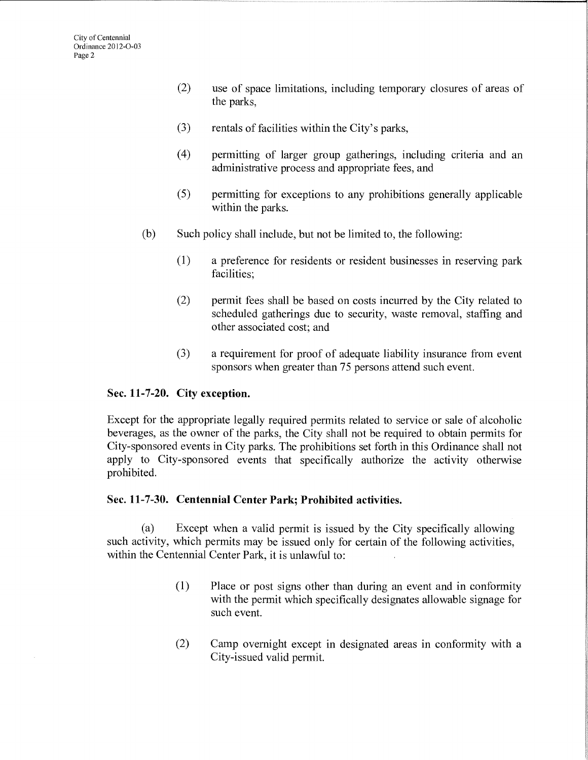(2) use of space limitations, including temporary closures of areas of the parks,

(3) rentals of facilities within the City's parks,

(4) permitting of larger group gatherings, including criteria and an administrative process and appropriate fees, and

(5) permitting for exceptions to any prohibitions generally applicable within the parks.

(b) Such policy shall include, but not be limited to, the following:

(1) a preference for residents or resident businesses in reserving park facilities;

(2) permit fees shall be based on costs incurred by the City related to scheduled gatherings due to security, waste removal, staffing and other associated cost; and

(3) a requirement for proof of adequate liability insurance from event sponsors when greater than 75 persons attend such event.

**Sec. 11-7-20. City exception.**

Except for the appropriate legally required permits related to service or sale of alcoholic beverages, as the owner of the parks, the City shall not be required to obtain permits for City-sponsored events in City parks. The prohibitions set forth in this Ordinance shall not apply to City-sponsored events that specifically authorize the activity otherwise prohibited.

**Sec. 11-7-30. Centennial Center Park; Prohibited activities.**

(a) Except when a valid permit is issued by the City specifically allowing such activity, which permits may be issued only for certain of the following activities, within the Centennial Center Park, it is unlawful to:

(1) Place or post signs other than during an event and in conformity with the permit which specifically designates allowable signage for such event.

(2) Camp overnight except in designated areas in conformity with a City-issued valid permit.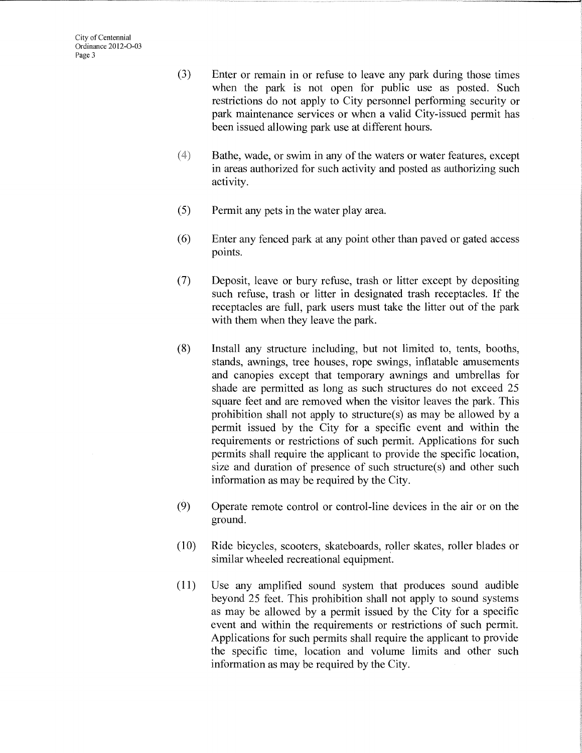(3) Enter or remain in or refuse to leave any park during those times when the park is not open for public use as posted. Such restrictions do not apply to City personnel performing security or park maintenance services or when a valid City-issued permit has been issued allowing park use at different hours.

(4) Bathe, wade, or swim in any of the waters or water features, except in areas authorized for such activity and posted as authorizing such activity.

(5) Permit any pets in the water play area.

(6) Enter any fenced park at any point other than paved or gated access points.

(7) Deposit, leave or bury refuse, trash or litter except by depositing such refuse, trash or litter in designated trash receptacles. If the receptacles are full, park users must take the litter out of the park with them when they leave the park.

(8) Install any structure including, but not limited to, tents, booths, stands, awnings, tree houses, rope swings, inflatable amusements and canopies except that temporary awnings and umbrellas for shade are permitted as long as such structures do not exceed 25 square feet and are removed when the visitor leaves the park. This prohibition shall not apply to structure(s) as may be allowed by a permit issued by the City for a specific event and within the requirements or restrictions of such permit. Applications for such permits shall require the applicant to provide the specific location, size and duration of presence of such structure(s) and other such information as may be required by the City.

(9) Operate remote control or control-line devices in the air or on the ground.

(10) Ride bicycles, scooters, skateboards, roller skates, roller blades or similar wheeled recreational equipment.

(11) Use any amplified sound system that produces sound audible beyond 25 feet. This prohibition shall not apply to sound systems as may be allowed by a permit issued by the City for a specific event and within the requirements or restrictions of such permit. Applications for such permits shall require the applicant to provide the specific time, location and volume limits and other such information as may be required by the City.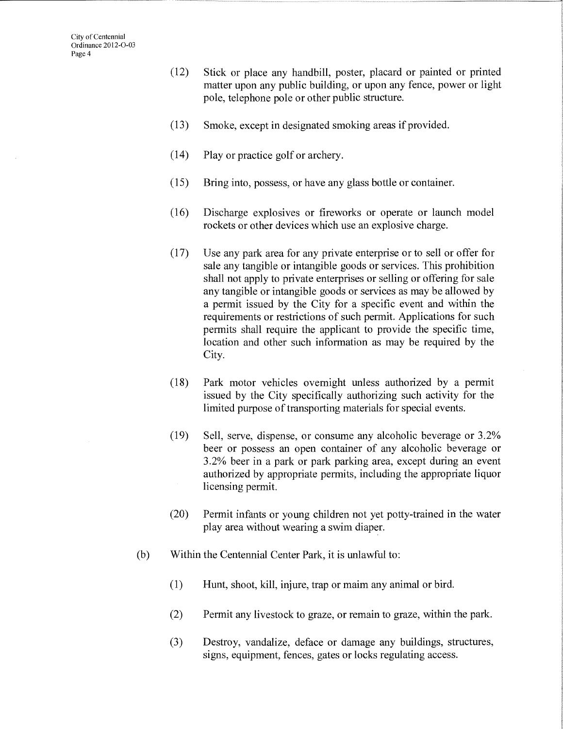(12) Stick or place any handbill, poster, placard or painted or printed matter upon any public building, or upon any fence, power or light pole, telephone pole or other public structure.

(13) Smoke, except in designated smoking areas if provided.

(14) Play or practice golf or archery.

(15) Bring into, possess, or have any glass bottle or container.

(16) Discharge explosives or fireworks or operate or launch model rockets or other devices which use an explosive charge.

(17) Use any park area for any private enterprise or to sell or offer for sale any tangible or intangible goods or services. This prohibition shall not apply to private enterprises or selling or offering for sale any tangible or intangible goods or services as may be allowed by a permit issued by the City for a specific event and within the requirements or restrictions of such permit. Applications for such permits shall require the applicant to provide the specific time, location and other such information as may be required by the City.

(18) Park motor vehicles overnight unless authorized by a permit issued by the City specifically authorizing such activity for the limited purpose of transporting materials for special events.

(19) Sell, serve, dispense, or consume any alcoholic beverage or 3.2% beer or possess an open container of any alcoholic beverage or 3.2% beer in a park or park parking area, except during an event authorized by appropriate permits, including the appropriate liquor licensing permit.

(20) Permit infants or young children not yet potty-trained in the water play area without wearing a swim diaper.

(b) Within the Centennial Center Park, it is unlawful to:

(1) Hunt, shoot, kill, injure, trap or maim any animal or bird.

(2) Permit any livestock to graze, or remain to graze, within the park.

(3) Destroy, vandalize, deface or damage any buildings, structures, signs, equipment, fences, gates or locks regulating access.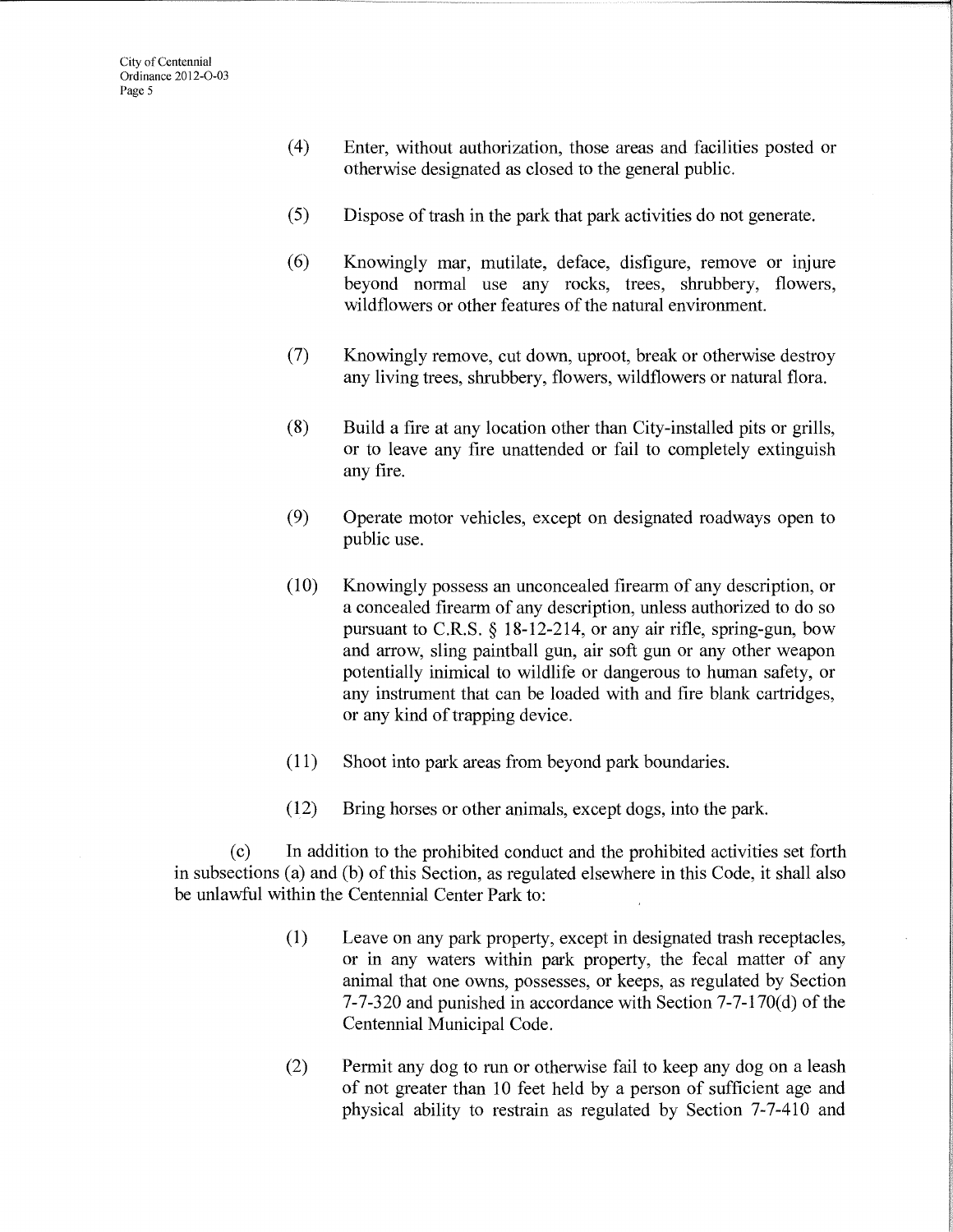(4) Enter, without authorization, those areas and facilities posted or otherwise designated as closed to the general public.

(5) Dispose of trash in the park that park activities do not generate.

(6) Knowingly mar, mutilate, deface, disfigure, remove or injure beyond normal use any rocks, trees, shrubbery, flowers, wildflowers or other features of the natural environment.

(7) Knowingly remove, cut down, uproot, break or otherwise destroy any living trees, shrubbery, flowers, wildflowers or natural flora.

(8) Build a fire at any location other than City-installed pits or grills, or to leave any fire unattended or fail to completely extinguish any fire.

(9) Operate motor vehicles, except on designated roadways open to public use.

(10) Knowingly possess an unconcealed firearm of any description, or a concealed firearm of any description, unless authorized to do so pursuant to C.R.S. § 18-12-214, or any air rifle, spring-gun, bow and arrow, sling paintball gun, air soft gun or any other weapon potentially inimical to wildlife or dangerous to human safety, or any instrument that can be loaded with and fire blank cartridges, or any kind of trapping device.

(11) Shoot into park areas from beyond park boundaries.

(12) Bring horses or other animals, except dogs, into the park.

(c) In addition to the prohibited conduct and the prohibited activities set forth in subsections (a) and (b) of this Section, as regulated elsewhere in this Code, it shall also be unlawful within the Centennial Center Park to:

(1) Leave on any park property, except in designated trash receptacles, or in any waters within park property, the fecal matter of any animal that one owns, possesses, or keeps, as regulated by Section 7-7-320 and punished in accordance with Section 7-7-170(d) of the Centennial Municipal Code.

(2) Permit any dog to run or otherwise fail to keep any dog on a leash of not greater than 10 feet held by a person of sufficient age and physical ability to restrain as regulated by Section 7-7-410 and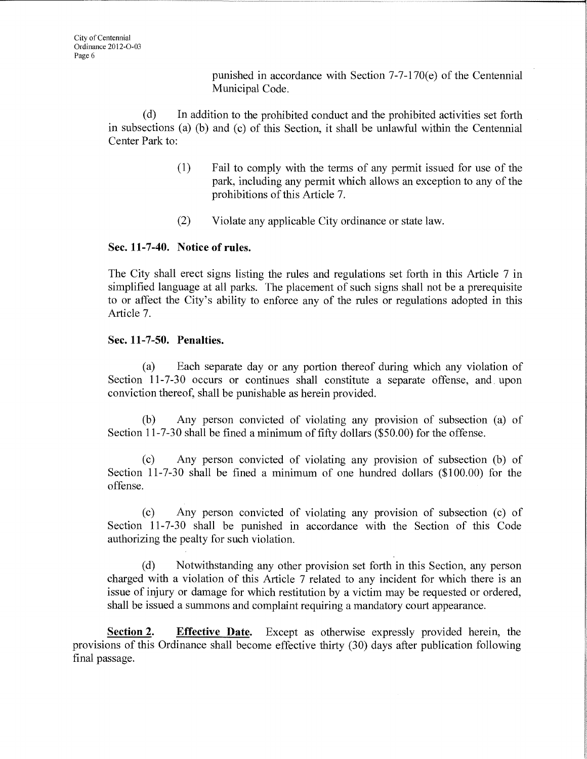punished in accordance with Section 7-7-170(e) of the Centennial Municipal Code.

(d) In addition to the prohibited conduct and the prohibited activities set forth in subsections (a) (b) and (c) of this Section, it shall be unlawful within the Centennial Center Park to:

(1) Fail to comply with the terms of any permit issued for use of the park, including any permit which allows an exception to any of the prohibitions of this Article 7.

(2) Violate any applicable City ordinance or state law.

**Sec. 11-7-40. Notice of rules.**

The City shall erect signs listing the rules and regulations set forth in this Article 7 in simplified language at all parks. The placement of such signs shall not be a prerequisite to or affect the City's ability to enforce any of the rules or regulations adopted in this Article 7.

**Sec. 11-7-50. Penalties.**

(a) Each separate day or any portion thereof during which any violation of Section 11-7-30 occurs or continues shall constitute a separate offense, and upon conviction thereof, shall be punishable as herein provided.

(b) Any person convicted of violating any provision of subsection (a) of Section 11-7-30 shall be fined a minimum of fifty dollars ($50.00) for the offense.

(c) Any person convicted of violating any provision of subsection (b) of Section 11-7-30 shall be fined a minimum of one hundred dollars ($100.00) for the offense.

(c) Any person convicted of violating any provision of subsection (c) of Section 11-7-30 shall be punished in accordance with the Section of this Code authorizing the pealty for such violation.

(d) Notwithstanding any other provision set forth in this Section, any person charged with a violation of this Article 7 related to any incident for which there is an issue of injury or damage for which restitution by a victim may be requested or ordered, shall be issued a summons and complaint requiring a mandatory court appearance.

**Section 2.** **Effective Date.** Except as otherwise expressly provided herein, the provisions of this Ordinance shall become effective thirty (30) days after publication following final passage.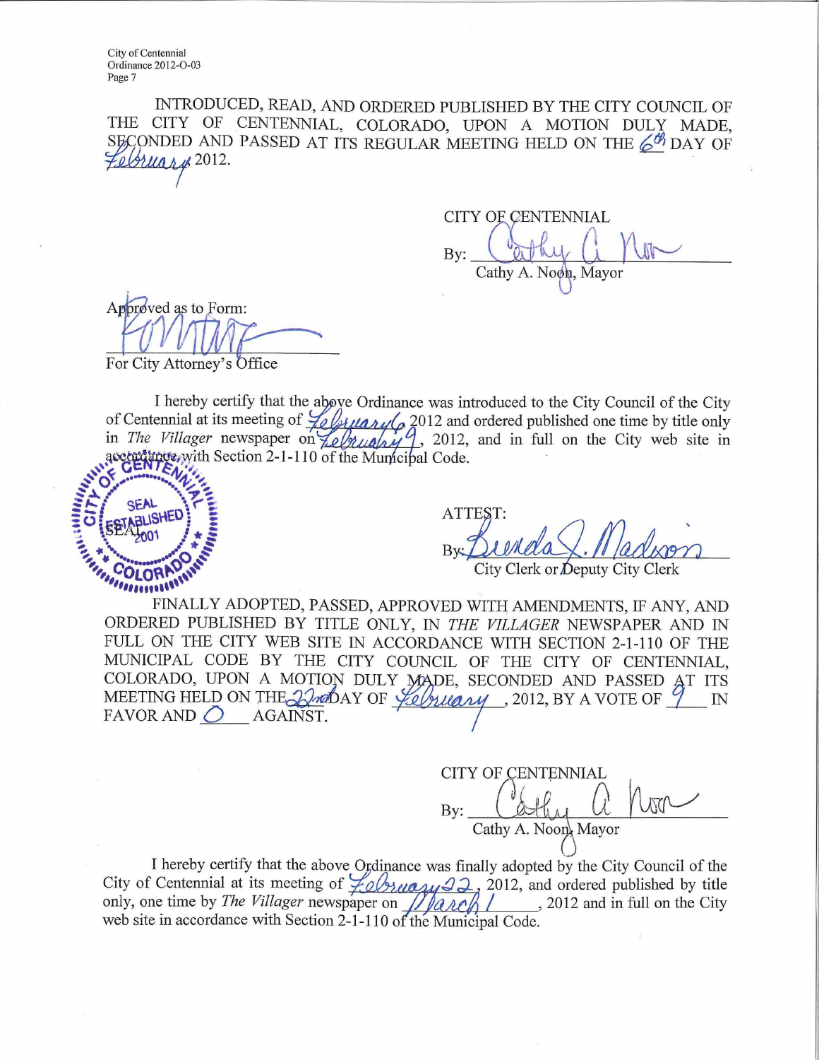INTRODUCED, READ, AND ORDERED PUBLISHED BY THE CITY COUNCIL OF THE CITY OF CENTENNIAL, COLORADO, UPON A MOTION DULY MADE, SECONDED AND PASSED AT ITS REGULAR MEETING HELD ON THE 6th DAY OF February 2012.

CITY OF CENTENNIAL

By: ______________________
Cathy A. Noon, Mayor

Approved as to Form:

______________________
For City Attorney's Office

I hereby certify that the above Ordinance was introduced to the City Council of the City of Centennial at its meeting of February 6 2012 and ordered published one time by title only in *The Villager* newspaper on February 9, 2012, and in full on the City web site in accordance with Section 2-1-110 of the Municipal Code.

SEAL

ATTEST:

By: ______________________
City Clerk or Deputy City Clerk

FINALLY ADOPTED, PASSED, APPROVED WITH AMENDMENTS, IF ANY, AND ORDERED PUBLISHED BY TITLE ONLY, IN *THE VILLAGER* NEWSPAPER AND IN FULL ON THE CITY WEB SITE IN ACCORDANCE WITH SECTION 2-1-110 OF THE MUNICIPAL CODE BY THE CITY COUNCIL OF THE CITY OF CENTENNIAL, COLORADO, UPON A MOTION DULY MADE, SECONDED AND PASSED AT ITS MEETING HELD ON THE 22nd DAY OF February, 2012, BY A VOTE OF 9 IN FAVOR AND 0 AGAINST.

CITY OF CENTENNIAL

By: ______________________
Cathy A. Noon, Mayor

I hereby certify that the above Ordinance was finally adopted by the City Council of the City of Centennial at its meeting of February 22, 2012, and ordered published by title only, one time by *The Villager* newspaper on March 1, 2012 and in full on the City web site in accordance with Section 2-1-110 of the Municipal Code.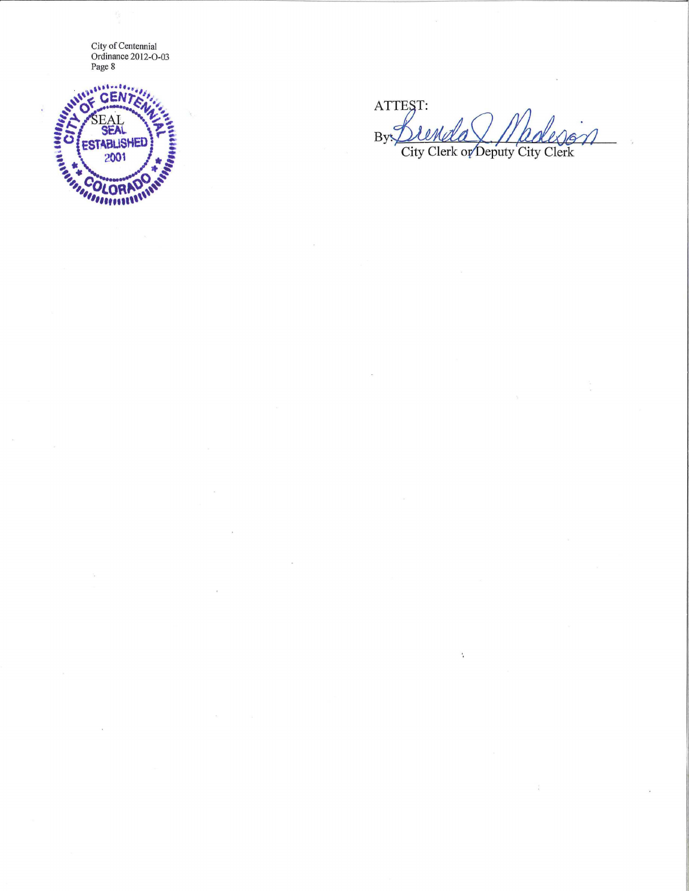SEAL

ATTEST:

By: Brenda J. Madison

City Clerk or Deputy City Clerk